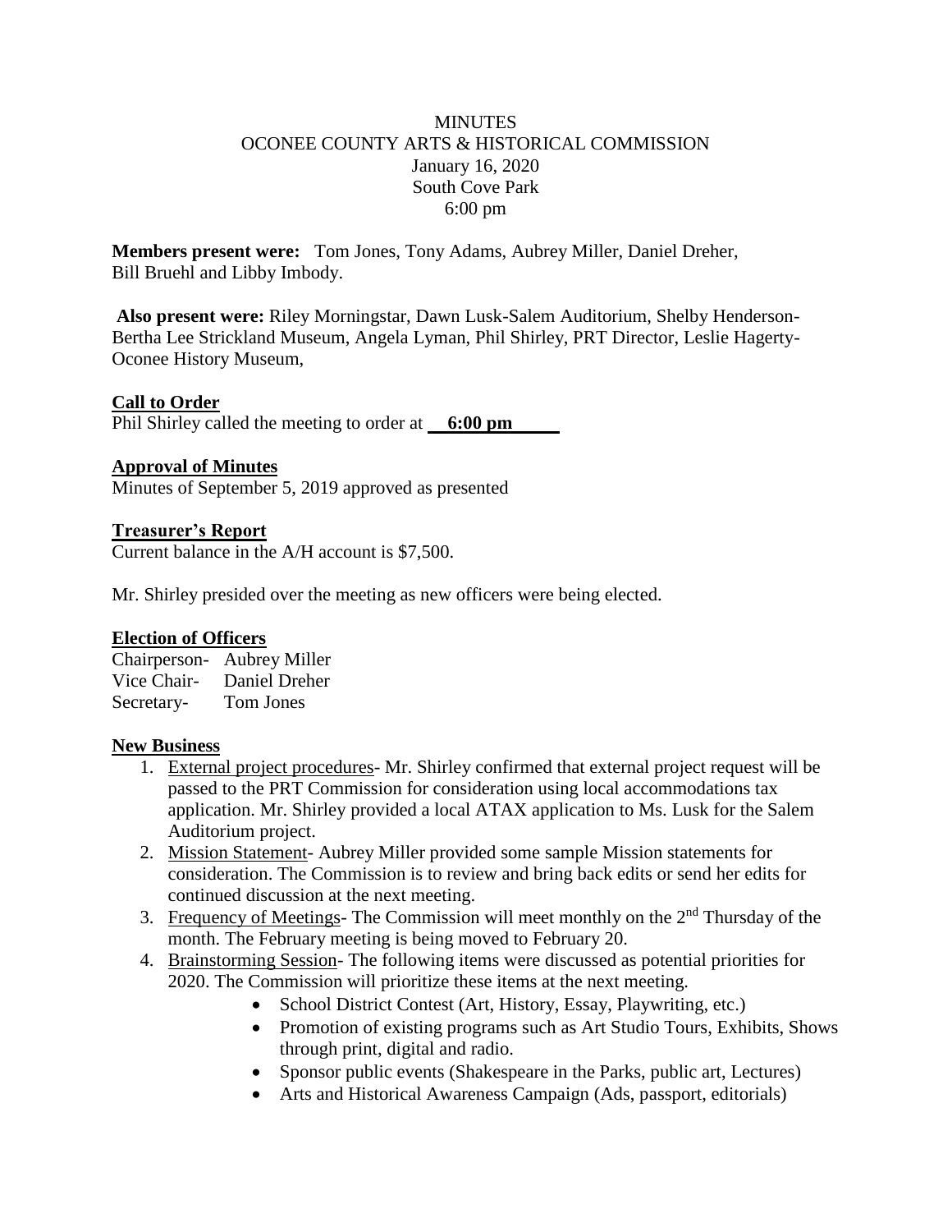# MINUTES
## OCONEE COUNTY ARTS & HISTORICAL COMMISSION
### January 16, 2020
### South Cove Park
### 6:00 pm

**Members present were:** Tom Jones, Tony Adams, Aubrey Miller, Daniel Dreher, Bill Bruehl and Libby Imbody.

**Also present were:** Riley Morningstar, Dawn Lusk-Salem Auditorium, Shelby Henderson-Bertha Lee Strickland Museum, Angela Lyman, Phil Shirley, PRT Director, Leslie Hagerty-Oconee History Museum,

**Call to Order**

Phil Shirley called the meeting to order at **6:00 pm**

**Approval of Minutes**

Minutes of September 5, 2019 approved as presented

**Treasurer's Report**

Current balance in the A/H account is $7,500.

Mr. Shirley presided over the meeting as new officers were being elected.

**Election of Officers**

Chairperson- Aubrey Miller
Vice Chair- Daniel Dreher
Secretary- Tom Jones

**New Business**

1. External project procedures- Mr. Shirley confirmed that external project request will be passed to the PRT Commission for consideration using local accommodations tax application. Mr. Shirley provided a local ATAX application to Ms. Lusk for the Salem Auditorium project.
2. Mission Statement- Aubrey Miller provided some sample Mission statements for consideration. The Commission is to review and bring back edits or send her edits for continued discussion at the next meeting.
3. Frequency of Meetings- The Commission will meet monthly on the 2nd Thursday of the month. The February meeting is being moved to February 20.
4. Brainstorming Session- The following items were discussed as potential priorities for 2020. The Commission will prioritize these items at the next meeting.
   - School District Contest (Art, History, Essay, Playwriting, etc.)
   - Promotion of existing programs such as Art Studio Tours, Exhibits, Shows through print, digital and radio.
   - Sponsor public events (Shakespeare in the Parks, public art, Lectures)
   - Arts and Historical Awareness Campaign (Ads, passport, editorials)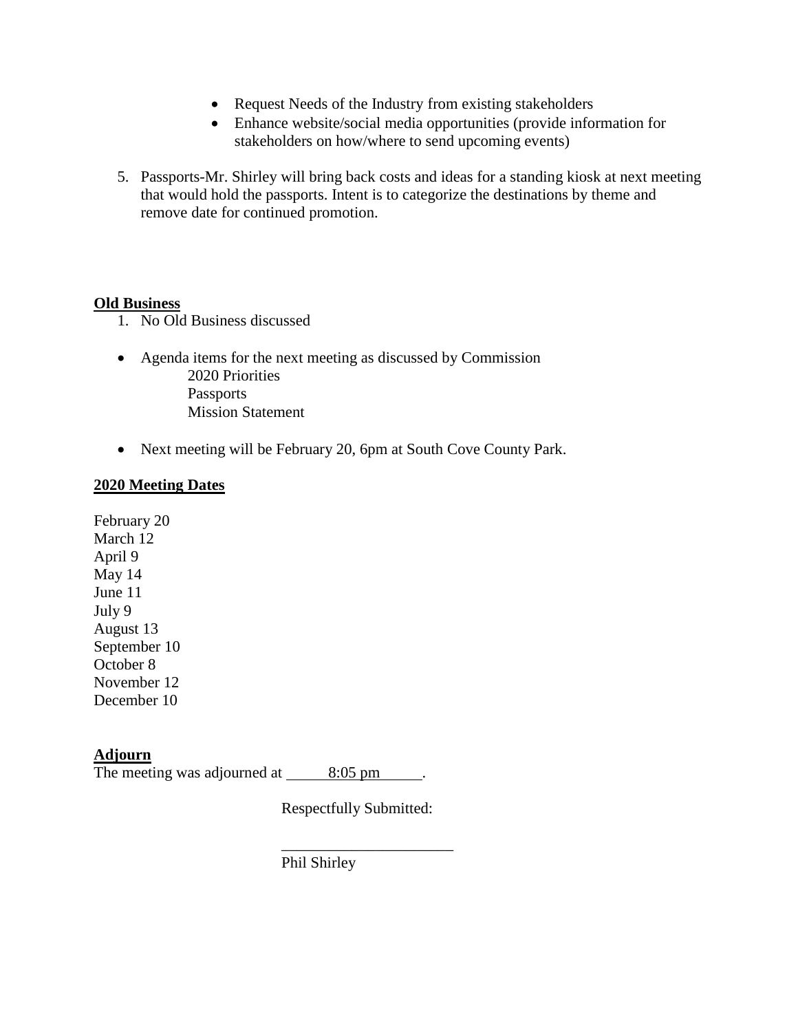- Request Needs of the Industry from existing stakeholders
- Enhance website/social media opportunities (provide information for stakeholders on how/where to send upcoming events)

5. Passports-Mr. Shirley will bring back costs and ideas for a standing kiosk at next meeting that would hold the passports. Intent is to categorize the destinations by theme and remove date for continued promotion.

**Old Business**

1. No Old Business discussed

- Agenda items for the next meeting as discussed by Commission
  2020 Priorities
  Passports
  Mission Statement

- Next meeting will be February 20, 6pm at South Cove County Park.

**2020 Meeting Dates**

February 20
March 12
April 9
May 14
June 11
July 9
August 13
September 10
October 8
November 12
December 10

**Adjourn**

The meeting was adjourned at 8:05 pm.

Respectfully Submitted:

______________________
Phil Shirley